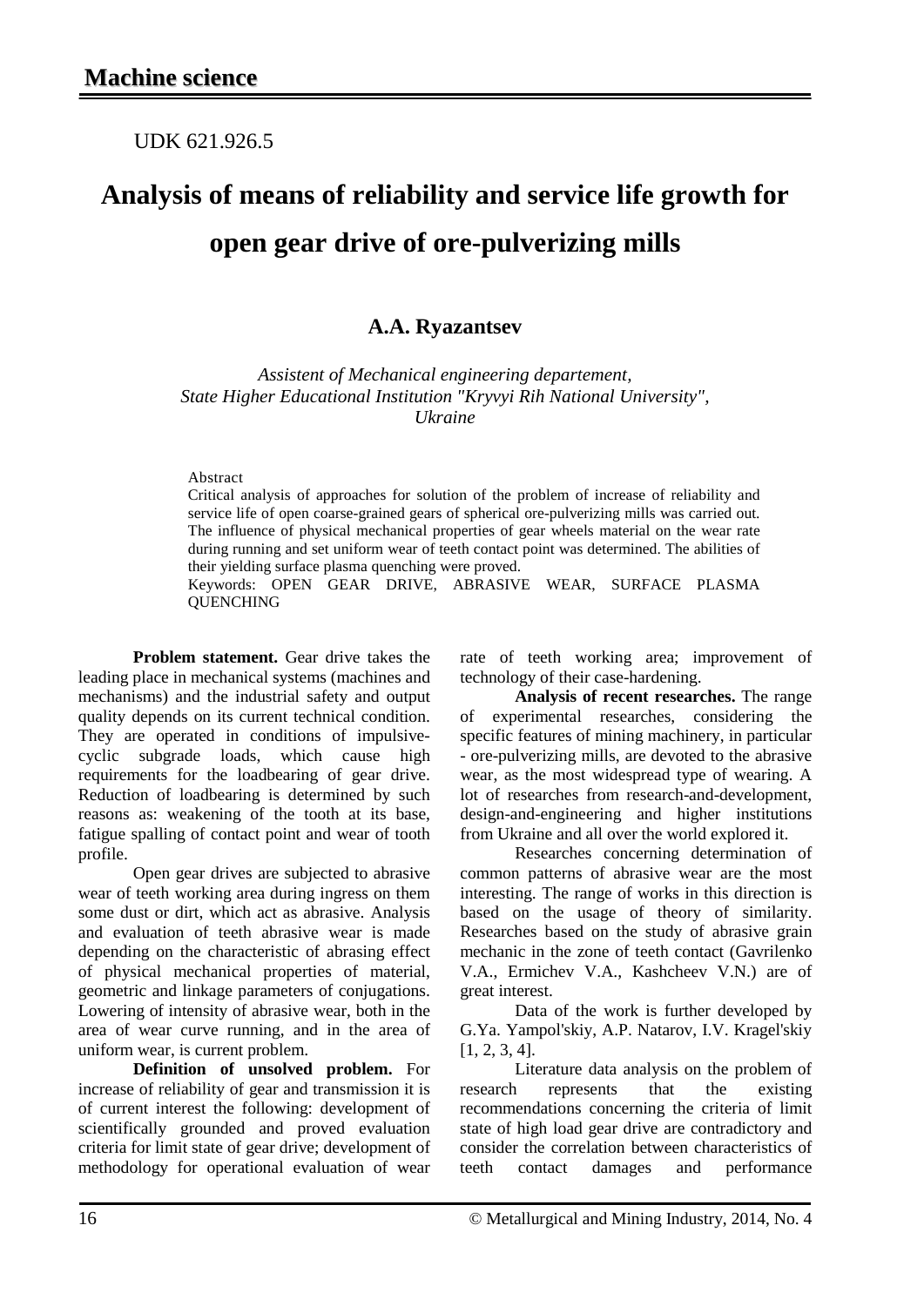# Machine science

UDK 621.926.5

# Analysis of means of reliability and service life growth for open gear drive of ore-pulverizing mills

## A.A. Ryazantsev

*Assistent of Mechanical engineering departement, State Higher Educational Institution "Kryvyi Rih National University", Ukraine*

Abstract

Critical analysis of approaches for solution of the problem of increase of reliability and service life of open coarse-grained gears of spherical ore-pulverizing mills was carried out. The influence of physical mechanical properties of gear wheels material on the wear rate during running and set uniform wear of teeth contact point was determined. The abilities of their yielding surface plasma quenching were proved.

Keywords: OPEN GEAR DRIVE, ABRASIVE WEAR, SURFACE PLASMA QUENCHING

**Problem statement.** Gear drive takes the leading place in mechanical systems (machines and mechanisms) and the industrial safety and output quality depends on its current technical condition. They are operated in conditions of impulsive-cyclic subgrade loads, which cause high requirements for the loadbearing of gear drive. Reduction of loadbearing is determined by such reasons as: weakening of the tooth at its base, fatigue spalling of contact point and wear of tooth profile.

Open gear drives are subjected to abrasive wear of teeth working area during ingress on them some dust or dirt, which act as abrasive. Analysis and evaluation of teeth abrasive wear is made depending on the characteristic of abrasing effect of physical mechanical properties of material, geometric and linkage parameters of conjugations. Lowering of intensity of abrasive wear, both in the area of wear curve running, and in the area of uniform wear, is current problem.

**Definition of unsolved problem.** For increase of reliability of gear and transmission it is of current interest the following: development of scientifically grounded and proved evaluation criteria for limit state of gear drive; development of methodology for operational evaluation of wear rate of teeth working area; improvement of technology of their case-hardening.

**Analysis of recent researches.** The range of experimental researches, considering the specific features of mining machinery, in particular - ore-pulverizing mills, are devoted to the abrasive wear, as the most widespread type of wearing. A lot of researches from research-and-development, design-and-engineering and higher institutions from Ukraine and all over the world explored it.

Researches concerning determination of common patterns of abrasive wear are the most interesting. The range of works in this direction is based on the usage of theory of similarity. Researches based on the study of abrasive grain mechanic in the zone of teeth contact (Gavrilenko V.A., Ermichev V.A., Kashcheev V.N.) are of great interest.

Data of the work is further developed by G.Ya. Yampol'skiy, A.P. Natarov, I.V. Kragel'skiy [1, 2, 3, 4].

Literature data analysis on the problem of research represents that the existing recommendations concerning the criteria of limit state of high load gear drive are contradictory and consider the correlation between characteristics of teeth contact damages and performance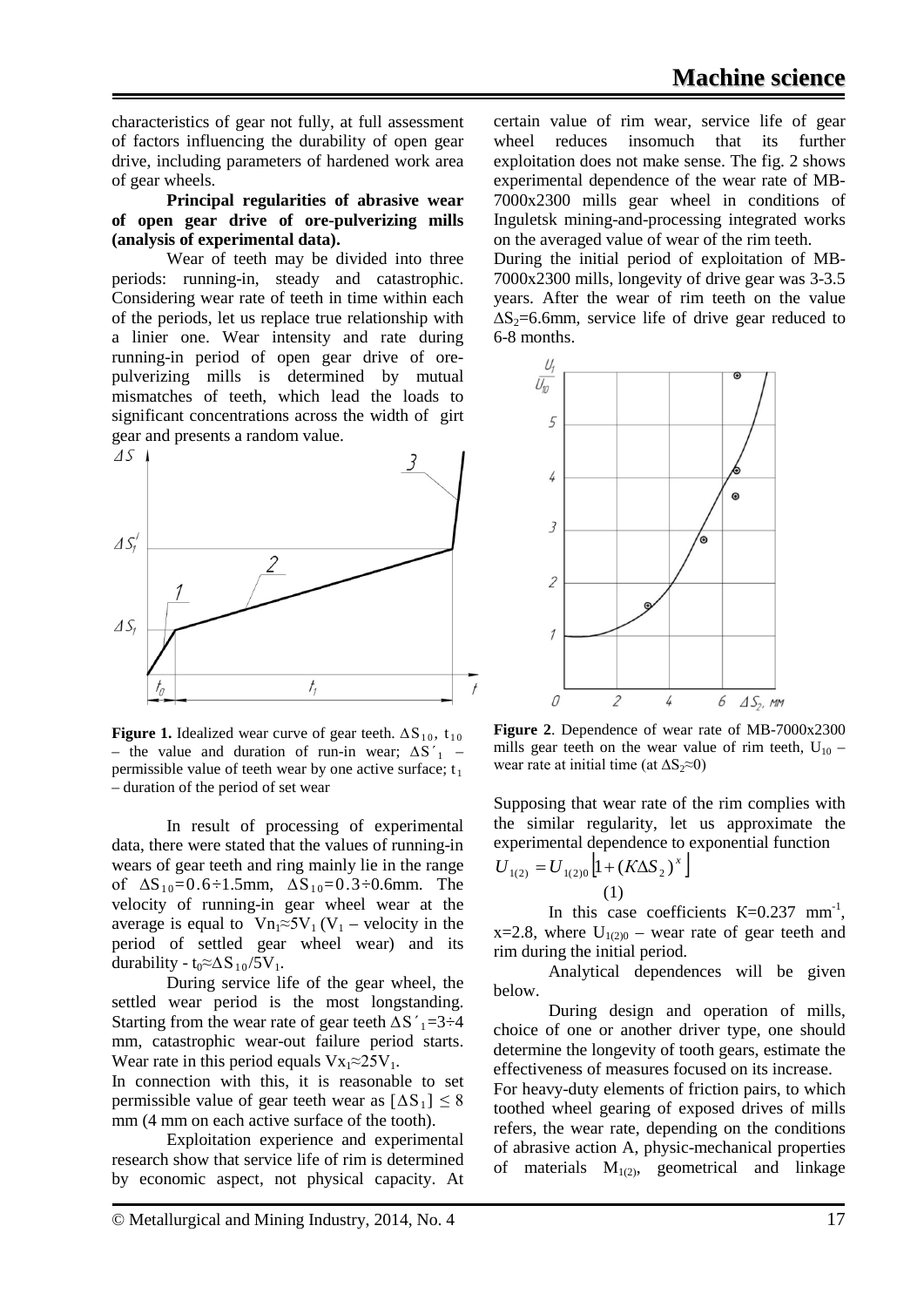characteristics of gear not fully, at full assessment of factors influencing the durability of open gear drive, including parameters of hardened work area of gear wheels.

**Principal regularities of abrasive wear of open gear drive of ore-pulverizing mills (analysis of experimental data).**

Wear of teeth may be divided into three periods: running-in, steady and catastrophic. Considering wear rate of teeth in time within each of the periods, let us replace true relationship with a linier one. Wear intensity and rate during running-in period of open gear drive of ore-pulverizing mills is determined by mutual mismatches of teeth, which lead the loads to significant concentrations across the width of girt gear and presents a random value.

ΔS
3
$\Delta S_1'$
2
1
$\Delta S_1$
$t_0$
$t_1$
t

**Figure 1.** Idealized wear curve of gear teeth. $\Delta S_{10}$, $t_{10}$ – the value and duration of run-in wear; $\Delta S'_1$ – permissible value of teeth wear by one active surface; $t_1$ – duration of the period of set wear

In result of processing of experimental data, there were stated that the values of running-in wears of gear teeth and ring mainly lie in the range of $\Delta S_{10}=0.6\div1.5$mm, $\Delta S_{10}=0.3\div0.6$mm. The velocity of running-in gear wheel wear at the average is equal to $Vn_1\approx5V_1$ ($V_1$ – velocity in the period of settled gear wheel wear) and its durability - $t_0\approx\Delta S_{10}/5V_1$.

During service life of the gear wheel, the settled wear period is the most longstanding. Starting from the wear rate of gear teeth $\Delta S'_1=3\div4$ mm, catastrophic wear-out failure period starts. Wear rate in this period equals $Vx_1\approx25V_1$.

In connection with this, it is reasonable to set permissible value of gear teeth wear as $[\Delta S_1] \leq 8$ mm (4 mm on each active surface of the tooth).

Exploitation experience and experimental research show that service life of rim is determined by economic aspect, not physical capacity. At certain value of rim wear, service life of gear wheel reduces insomuch that its further exploitation does not make sense. The fig. 2 shows experimental dependence of the wear rate of MB-7000x2300 mills gear wheel in conditions of Inguletsk mining-and-processing integrated works on the averaged value of wear of the rim teeth.

During the initial period of exploitation of MB-7000x2300 mills, longevity of drive gear was 3-3.5 years. After the wear of rim teeth on the value $\Delta S_2$=6.6mm, service life of drive gear reduced to 6-8 months.

$\frac{U_1}{U_{10}}$
5
4
3
2
1
0
2
4
6
$\Delta S_2$, мм

**Figure 2**. Dependence of wear rate of MB-7000x2300 mills gear teeth on the wear value of rim teeth, $U_{10}$ – wear rate at initial time (at $\Delta S_2\approx0$)

Supposing that wear rate of the rim complies with the similar regularity, let us approximate the experimental dependence to exponential function

$$U_{1(2)} = U_{1(2)0}\left[1+(K\Delta S_2)^x\right] \quad (1)$$

In this case coefficients K=0.237 mm$^{-1}$, x=2.8, where $U_{1(2)0}$ – wear rate of gear teeth and rim during the initial period.

Analytical dependences will be given below.

During design and operation of mills, choice of one or another driver type, one should determine the longevity of tooth gears, estimate the effectiveness of measures focused on its increase.

For heavy-duty elements of friction pairs, to which toothed wheel gearing of exposed drives of mills refers, the wear rate, depending on the conditions of abrasive action A, physic-mechanical properties of materials $M_{1(2)}$, geometrical and linkage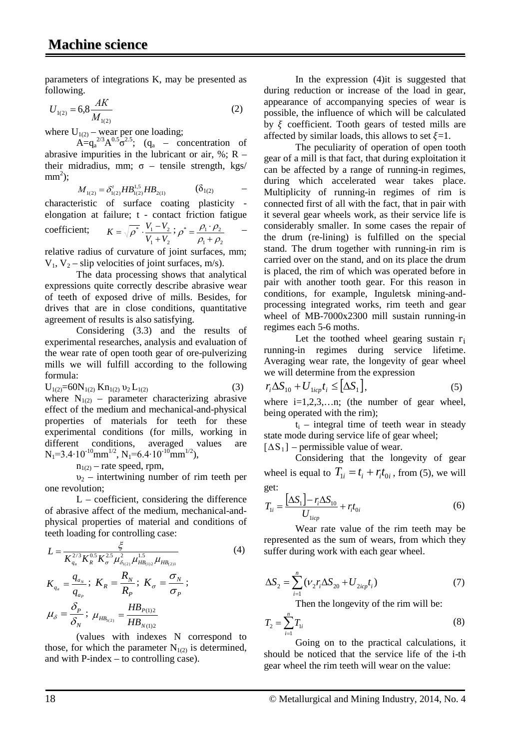parameters of integrations K, may be presented as following.

$$U_{1(2)} = 6{,}8\frac{AK}{M_{1(2)}} \tag{2}$$

where $U_{1(2)}$ – wear per one loading;

$A=q_a^{2/3}A^{0.5}\sigma^{2.5}$; ($q_a$ – concentration of abrasive impurities in the lubricant or air, %; R – their midradius, mm; $\sigma$ – tensile strength, kgs/mm$^2$);

$M_{1(2)} = \delta_{1(2)}^{t} HB_{1(2)}^{1,5} HB_{2(1)}$ ($\delta_{1(2)}$ – characteristic of surface coating plasticity - elongation at failure; t - contact friction fatigue coefficient; $K = \sqrt{\rho^*}\cdot\frac{V_1 - V_2}{V_1 + V_2}$; $\rho^* = \frac{\rho_1 \cdot \rho_2}{\rho_1 + \rho_2}$ – relative radius of curvature of joint surfaces, mm; $V_1$, $V_2$ – slip velocities of joint surfaces, m/s).

The data processing shows that analytical expressions quite correctly describe abrasive wear of teeth of exposed drive of mills. Besides, for drives that are in close conditions, quantitative agreement of results is also satisfying.

Considering (3.3) and the results of experimental researches, analysis and evaluation of the wear rate of open tooth gear of ore-pulverizing mills we will fulfill according to the following formula:

$$U_{1(2)}=60N_{1(2)}\,Kn_{1(2)}\,\upsilon_2\,L_{1(2)} \tag{3}$$

where $N_{1(2)}$ – parameter characterizing abrasive effect of the medium and mechanical-and-physical properties of materials for teeth for these experimental conditions (for mills, working in different conditions, averaged values are $N_1=3.4\cdot10^{-10}$mm$^{1/2}$, $N_1=6.4\cdot10^{-10}$mm$^{1/2}$),

$n_{1(2)}$ – rate speed, rpm,

$\upsilon_2$ – intertwining number of rim teeth per one revolution;

L – coefficient, considering the difference of abrasive affect of the medium, mechanical-and-physical properties of material and conditions of teeth loading for controlling case:

$$L = \frac{\xi}{K_{q_a}^{2/3} K_R^{0.5} K_\sigma^{2.5} \mu_{\delta_{1(2)}}^2 \mu_{HB_{(1)2}}^{1.5} \mu_{HB_{(2)1}}} \tag{4}$$

$$K_{q_a} = \frac{q_{a_N}}{q_{a_P}};\; K_R = \frac{R_N}{R_P};\; K_\sigma = \frac{\sigma_N}{\sigma_P};$$

$$\mu_\delta = \frac{\delta_P}{\delta_N};\; \mu_{HB_{1(2)}} = \frac{HB_{P(1)2}}{HB_{N(1)2}}$$

(values with indexes N correspond to those, for which the parameter $N_{1(2)}$ is determined, and with P-index – to controlling case).

In the expression (4)it is suggested that during reduction or increase of the load in gear, appearance of accompanying species of wear is possible, the influence of which will be calculated by $\xi$ coefficient. Tooth gears of tested mills are affected by similar loads, this allows to set $\xi=1$.

The peculiarity of operation of open tooth gear of a mill is that fact, that during exploitation it can be affected by a range of running-in regimes, during which accelerated wear takes place. Multiplicity of running-in regimes of rim is connected first of all with the fact, that in pair with it several gear wheels work, as their service life is considerably smaller. In some cases the repair of the drum (re-lining) is fulfilled on the special stand. The drum together with running-in rim is carried over on the stand, and on its place the drum is placed, the rim of which was operated before in pair with another tooth gear. For this reason in conditions, for example, Inguletsk mining-and-processing integrated works, rim teeth and gear wheel of MB-7000x2300 mill sustain running-in regimes each 5-6 moths.

Let the toothed wheel gearing sustain $r_i$ running-in regimes during service lifetime. Averaging wear rate, the longevity of gear wheel we will determine from the expression

$$r_i \Delta S_{10} + U_{1icp} t_i \le [\Delta S_1], \tag{5}$$

where i=1,2,3,…n; (the number of gear wheel, being operated with the rim);

$t_i$ – integral time of teeth wear in steady state mode during service life of gear wheel;

$[\Delta S_1]$ – permissible value of wear.

Considering that the longevity of gear wheel is equal to $T_{1i} = t_i + r_i t_{0i}$, from (5), we will get:

$$T_{1i} = \frac{[\Delta S_1] - r_i \Delta S_{10}}{U_{1icp}} + r_i t_{0i} \tag{6}$$

Wear rate value of the rim teeth may be represented as the sum of wears, from which they suffer during work with each gear wheel.

$$\Delta S_2 = \sum_{i=1}^{n} (\nu_2 r_i \Delta S_{20} + U_{2icp} t_i) \tag{7}$$

Then the longevity of the rim will be:

$$T_2 = \sum_{i=1}^{n} T_{1i} \tag{8}$$

Going on to the practical calculations, it should be noticed that the service life of the i-th gear wheel the rim teeth will wear on the value: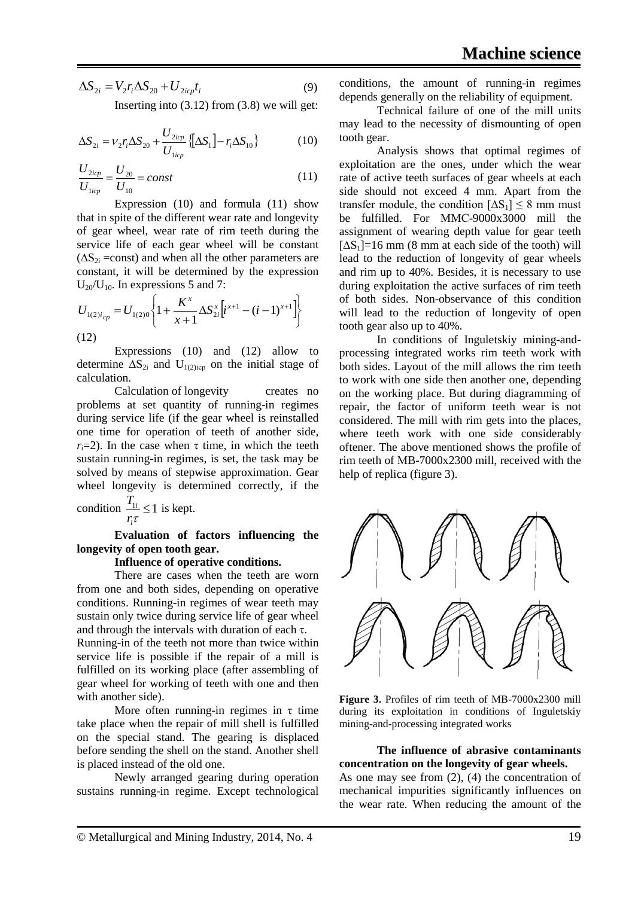$$\Delta S_{2i} = V_2 r_i \Delta S_{20} + U_{2icp} t_i \quad (9)$$

Inserting into (3.12) from (3.8) we will get:

$$\Delta S_{2i} = v_2 r_i \Delta S_{20} + \frac{U_{2icp}}{U_{1icp}} \{[\Delta S_1] - r_i \Delta S_{10}\} \quad (10)$$

$$\frac{U_{2icp}}{U_{1icp}} = \frac{U_{20}}{U_{10}} = const \quad (11)$$

Expression (10) and formula (11) show that in spite of the different wear rate and longevity of gear wheel, wear rate of rim teeth during the service life of each gear wheel will be constant ($\Delta S_{2i}$ =const) and when all the other parameters are constant, it will be determined by the expression $U_{20}/U_{10}$. In expressions 5 and 7:

$$U_{1(2)i_{cp}} = U_{1(2)0} \left\{ 1 + \frac{K^x}{x+1} \Delta S_{2i}^x \left[ i^{x+1} - (i-1)^{x+1} \right] \right\} \quad (12)$$

Expressions (10) and (12) allow to determine $\Delta S_{2i}$ and $U_{1(2)icp}$ on the initial stage of calculation.

Calculation of longevity creates no problems at set quantity of running-in regimes during service life (if the gear wheel is reinstalled one time for operation of teeth of another side, $r_i$=2). In the case when $\tau$ time, in which the teeth sustain running-in regimes, is set, the task may be solved by means of stepwise approximation. Gear wheel longevity is determined correctly, if the condition $\frac{T_{1i}}{r_i \tau} \leq 1$ is kept.

**Evaluation of factors influencing the longevity of open tooth gear.**

**Influence of operative conditions.**

There are cases when the teeth are worn from one and both sides, depending on operative conditions. Running-in regimes of wear teeth may sustain only twice during service life of gear wheel and through the intervals with duration of each $\tau$.

Running-in of the teeth not more than twice within service life is possible if the repair of a mill is fulfilled on its working place (after assembling of gear wheel for working of teeth with one and then with another side).

More often running-in regimes in $\tau$ time take place when the repair of mill shell is fulfilled on the special stand. The gearing is displaced before sending the shell on the stand. Another shell is placed instead of the old one.

Newly arranged gearing during operation sustains running-in regime. Except technological conditions, the amount of running-in regimes depends generally on the reliability of equipment.

Technical failure of one of the mill units may lead to the necessity of dismounting of open tooth gear.

Analysis shows that optimal regimes of exploitation are the ones, under which the wear rate of active teeth surfaces of gear wheels at each side should not exceed 4 mm. Apart from the transfer module, the condition $[\Delta S_1] \leq 8$ mm must be fulfilled. For MMC-9000x3000 mill the assignment of wearing depth value for gear teeth $[\Delta S_1]$=16 mm (8 mm at each side of the tooth) will lead to the reduction of longevity of gear wheels and rim up to 40%. Besides, it is necessary to use during exploitation the active surfaces of rim teeth of both sides. Non-observance of this condition will lead to the reduction of longevity of open tooth gear also up to 40%.

In conditions of Inguletskiy mining-and-processing integrated works rim teeth work with both sides. Layout of the mill allows the rim teeth to work with one side then another one, depending on the working place. But during diagramming of repair, the factor of uniform teeth wear is not considered. The mill with rim gets into the places, where teeth work with one side considerably oftener. The above mentioned shows the profile of rim teeth of MB-7000x2300 mill, received with the help of replica (figure 3).

**Figure 3.** Profiles of rim teeth of MB-7000x2300 mill during its exploitation in conditions of Inguletskiy mining-and-processing integrated works

**The influence of abrasive contaminants concentration on the longevity of gear wheels.**

As one may see from (2), (4) the concentration of mechanical impurities significantly influences on the wear rate. When reducing the amount of the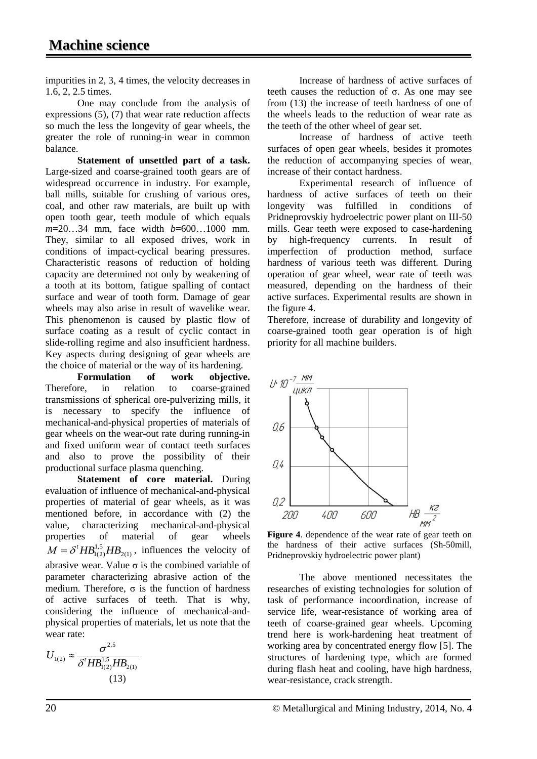impurities in 2, 3, 4 times, the velocity decreases in 1.6, 2, 2.5 times.

One may conclude from the analysis of expressions (5), (7) that wear rate reduction affects so much the less the longevity of gear wheels, the greater the role of running-in wear in common balance.

**Statement of unsettled part of a task.** Large-sized and coarse-grained tooth gears are of widespread occurrence in industry. For example, ball mills, suitable for crushing of various ores, coal, and other raw materials, are built up with open tooth gear, teeth module of which equals $m$=20…34 mm, face width $b$=600…1000 mm. They, similar to all exposed drives, work in conditions of impact-cyclical bearing pressures. Characteristic reasons of reduction of holding capacity are determined not only by weakening of a tooth at its bottom, fatigue spalling of contact surface and wear of tooth form. Damage of gear wheels may also arise in result of wavelike wear. This phenomenon is caused by plastic flow of surface coating as a result of cyclic contact in slide-rolling regime and also insufficient hardness. Key aspects during designing of gear wheels are the choice of material or the way of its hardening.

**Formulation of work objective.** Therefore, in relation to coarse-grained transmissions of spherical ore-pulverizing mills, it is necessary to specify the influence of mechanical-and-physical properties of materials of gear wheels on the wear-out rate during running-in and fixed uniform wear of contact teeth surfaces and also to prove the possibility of their productional surface plasma quenching.

**Statement of core material.** During evaluation of influence of mechanical-and-physical properties of material of gear wheels, as it was mentioned before, in accordance with (2) the value, characterizing mechanical-and-physical properties of material of gear wheels $M = \delta^t HB_{1(2)}^{1,5} HB_{2(1)}$, influences the velocity of abrasive wear. Value σ is the combined variable of parameter characterizing abrasive action of the medium. Therefore, σ is the function of hardness of active surfaces of teeth. That is why, considering the influence of mechanical-and-physical properties of materials, let us note that the wear rate:

$$U_{1(2)} \approx \frac{\sigma^{2,5}}{\delta^t HB_{1(2)}^{1,5} HB_{2(1)}} \tag{13}$$

Increase of hardness of active surfaces of teeth causes the reduction of σ. As one may see from (13) the increase of teeth hardness of one of the wheels leads to the reduction of wear rate as the teeth of the other wheel of gear set.

Increase of hardness of active teeth surfaces of open gear wheels, besides it promotes the reduction of accompanying species of wear, increase of their contact hardness.

Experimental research of influence of hardness of active surfaces of teeth on their longevity was fulfilled in conditions of Pridneprovskiy hydroelectric power plant on Ш-50 mills. Gear teeth were exposed to case-hardening by high-frequency currents. In result of imperfection of production method, surface hardness of various teeth was different. During operation of gear wheel, wear rate of teeth was measured, depending on the hardness of their active surfaces. Experimental results are shown in the figure 4.

Therefore, increase of durability and longevity of coarse-grained tooth gear operation is of high priority for all machine builders.

U· 10^-7 мм/цикл
0,6
0,4
0,2
200 400 600 HB кг/мм²

**Figure 4**. dependence of the wear rate of gear teeth on the hardness of their active surfaces (Sh-50mill, Pridneprovskiy hydroelectric power plant)

The above mentioned necessitates the researches of existing technologies for solution of task of performance incoordination, increase of service life, wear-resistance of working area of teeth of coarse-grained gear wheels. Upcoming trend here is work-hardening heat treatment of working area by concentrated energy flow [5]. The structures of hardening type, which are formed during flash heat and cooling, have high hardness, wear-resistance, crack strength.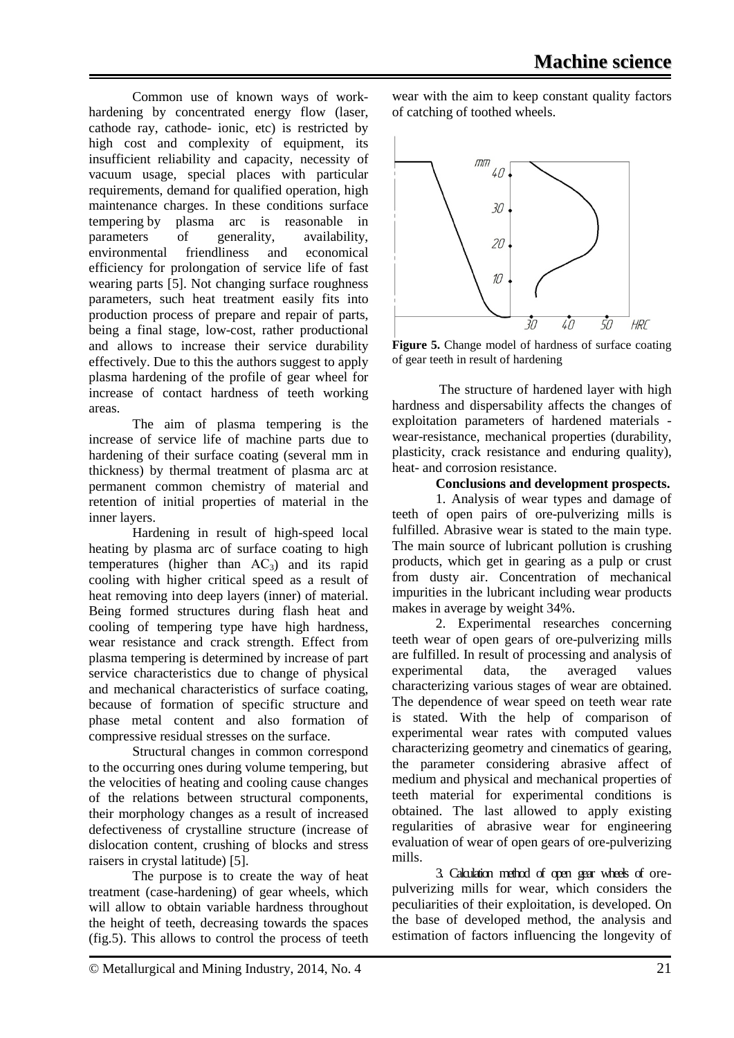Common use of known ways of work-hardening by concentrated energy flow (laser, cathode ray, cathode- ionic, etc) is restricted by high cost and complexity of equipment, its insufficient reliability and capacity, necessity of vacuum usage, special places with particular requirements, demand for qualified operation, high maintenance charges. In these conditions surface tempering by plasma arc is reasonable in parameters of generality, availability, environmental friendliness and economical efficiency for prolongation of service life of fast wearing parts [5]. Not changing surface roughness parameters, such heat treatment easily fits into production process of prepare and repair of parts, being a final stage, low-cost, rather productional and allows to increase their service durability effectively. Due to this the authors suggest to apply plasma hardening of the profile of gear wheel for increase of contact hardness of teeth working areas.

The aim of plasma tempering is the increase of service life of machine parts due to hardening of their surface coating (several mm in thickness) by thermal treatment of plasma arc at permanent common chemistry of material and retention of initial properties of material in the inner layers.

Hardening in result of high-speed local heating by plasma arc of surface coating to high temperatures (higher than $AC_3$) and its rapid cooling with higher critical speed as a result of heat removing into deep layers (inner) of material. Being formed structures during flash heat and cooling of tempering type have high hardness, wear resistance and crack strength. Effect from plasma tempering is determined by increase of part service characteristics due to change of physical and mechanical characteristics of surface coating, because of formation of specific structure and phase metal content and also formation of compressive residual stresses on the surface.

Structural changes in common correspond to the occurring ones during volume tempering, but the velocities of heating and cooling cause changes of the relations between structural components, their morphology changes as a result of increased defectiveness of crystalline structure (increase of dislocation content, crushing of blocks and stress raisers in crystal latitude) [5].

The purpose is to create the way of heat treatment (case-hardening) of gear wheels, which will allow to obtain variable hardness throughout the height of teeth, decreasing towards the spaces (fig.5). This allows to control the process of teeth wear with the aim to keep constant quality factors of catching of toothed wheels.

mm
40
30
20
10
30 40 50 HRC

**Figure 5.** Change model of hardness of surface coating of gear teeth in result of hardening

The structure of hardened layer with high hardness and dispersability affects the changes of exploitation parameters of hardened materials - wear-resistance, mechanical properties (durability, plasticity, crack resistance and enduring quality), heat- and corrosion resistance.

**Conclusions and development prospects.**

1. Analysis of wear types and damage of teeth of open pairs of ore-pulverizing mills is fulfilled. Abrasive wear is stated to the main type. The main source of lubricant pollution is crushing products, which get in gearing as a pulp or crust from dusty air. Concentration of mechanical impurities in the lubricant including wear products makes in average by weight 34%.

2. Experimental researches concerning teeth wear of open gears of ore-pulverizing mills are fulfilled. In result of processing and analysis of experimental data, the averaged values characterizing various stages of wear are obtained. The dependence of wear speed on teeth wear rate is stated. With the help of comparison of experimental wear rates with computed values characterizing geometry and cinematics of gearing, the parameter considering abrasive affect of medium and physical and mechanical properties of teeth material for experimental conditions is obtained. The last allowed to apply existing regularities of abrasive wear for engineering evaluation of wear of open gears of ore-pulverizing mills.

3. Calculation method of open gear wheels of ore-pulverizing mills for wear, which considers the peculiarities of their exploitation, is developed. On the base of developed method, the analysis and estimation of factors influencing the longevity of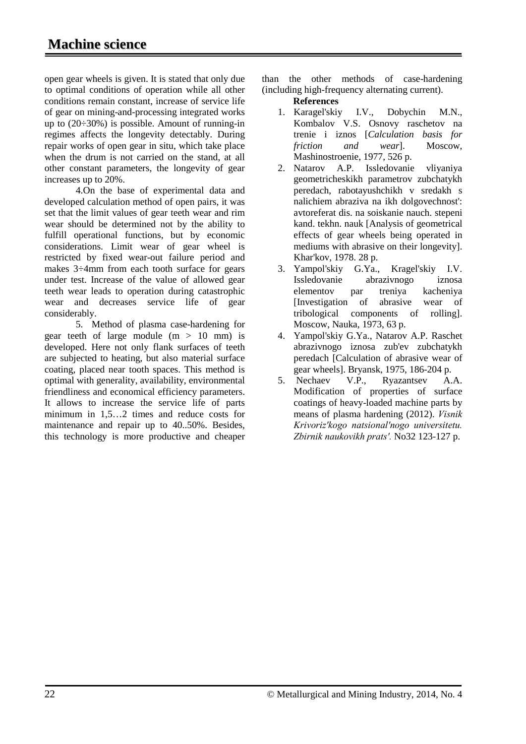open gear wheels is given. It is stated that only due to optimal conditions of operation while all other conditions remain constant, increase of service life of gear on mining-and-processing integrated works up to (20÷30%) is possible. Amount of running-in regimes affects the longevity detectably. During repair works of open gear in situ, which take place when the drum is not carried on the stand, at all other constant parameters, the longevity of gear increases up to 20%.

4.On the base of experimental data and developed calculation method of open pairs, it was set that the limit values of gear teeth wear and rim wear should be determined not by the ability to fulfill operational functions, but by economic considerations. Limit wear of gear wheel is restricted by fixed wear-out failure period and makes 3÷4mm from each tooth surface for gears under test. Increase of the value of allowed gear teeth wear leads to operation during catastrophic wear and decreases service life of gear considerably.

5. Method of plasma case-hardening for gear teeth of large module (m > 10 mm) is developed. Here not only flank surfaces of teeth are subjected to heating, but also material surface coating, placed near tooth spaces. This method is optimal with generality, availability, environmental friendliness and economical efficiency parameters. It allows to increase the service life of parts minimum in 1,5…2 times and reduce costs for maintenance and repair up to 40..50%. Besides, this technology is more productive and cheaper than the other methods of case-hardening (including high-frequency alternating current).

**References**

1. Karagel'skiy I.V., Dobychin M.N., Kombalov V.S. Osnovy raschetov na trenie i iznos [*Calculation basis for friction and wear*]. Moscow, Mashinostroenie, 1977, 526 p.
2. Natarov A.P. Issledovanie vliyaniya geometricheskikh parametrov zubchatykh peredach, rabotayushchikh v sredakh s nalichiem abraziva na ikh dolgovechnost': avtoreferat dis. na soiskanie nauch. stepeni kand. tekhn. nauk [Analysis of geometrical effects of gear wheels being operated in mediums with abrasive on their longevity]. Khar'kov, 1978. 28 p.
3. Yampol'skiy G.Ya., Kragel'skiy I.V. Issledovanie abrazivnogo iznosa elementov par treniya kacheniya [Investigation of abrasive wear of tribological components of rolling]. Moscow, Nauka, 1973, 63 p.
4. Yampol'skiy G.Ya., Natarov A.P. Raschet abrazivnogo iznosa zub'ev zubchatykh peredach [Calculation of abrasive wear of gear wheels]. Bryansk, 1975, 186-204 p.
5. Nechaev V.P., Ryazantsev A.A. Modification of properties of surface coatings of heavy-loaded machine parts by means of plasma hardening (2012). *Visnik Krivoriz'kogo natsional'nogo universitetu. Zbirnik naukovikh prats'.* No32 123-127 p.